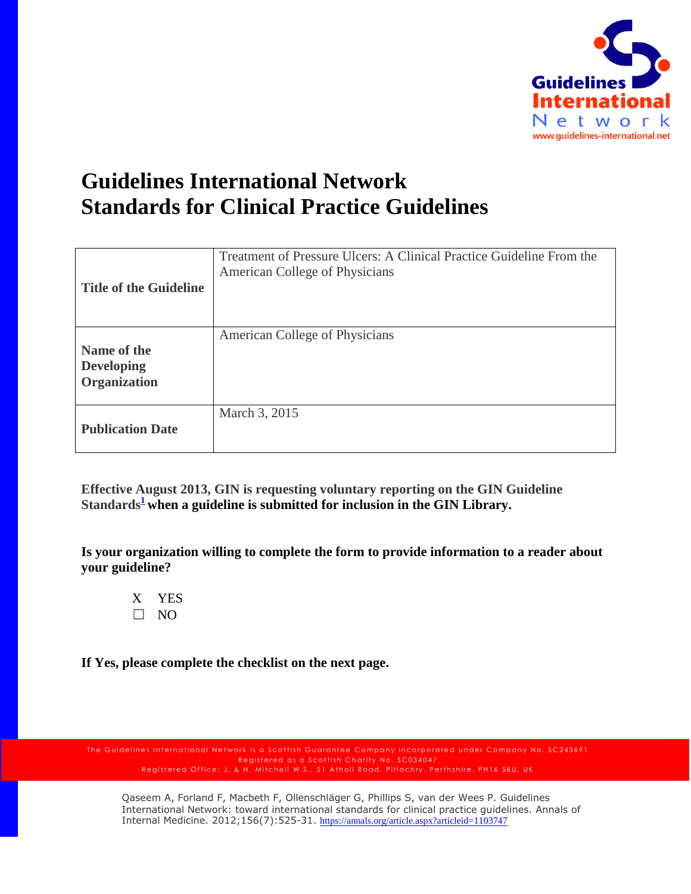# Guidelines International Network Standards for Clinical Practice Guidelines

| | |
|---|---|
| **Title of the Guideline** | Treatment of Pressure Ulcers: A Clinical Practice Guideline From the American College of Physicians |
| **Name of the Developing Organization** | American College of Physicians |
| **Publication Date** | March 3, 2015 |

**Effective August 2013, GIN is requesting voluntary reporting on the GIN Guideline Standards[1] when a guideline is submitted for inclusion in the GIN Library.**

**Is your organization willing to complete the form to provide information to a reader about your guideline?**

X YES
☐ NO

**If Yes, please complete the checklist on the next page.**

The Guidelines International Network is a Scottish Guarantee Company incorporated under Company No. SC243691
Registered as a Scottish Charity No. SC034047
Registered Office: J. & H. Mitchell W.S., 51 Atholl Road, Pitlochry, Perthshire, PH16 5BU, UK

Qaseem A, Forland F, Macbeth F, Ollenschläger G, Phillips S, van der Wees P. Guidelines International Network: toward international standards for clinical practice guidelines. Annals of Internal Medicine. 2012;156(7):525-31. https://annals.org/article.aspx?articleid=1103747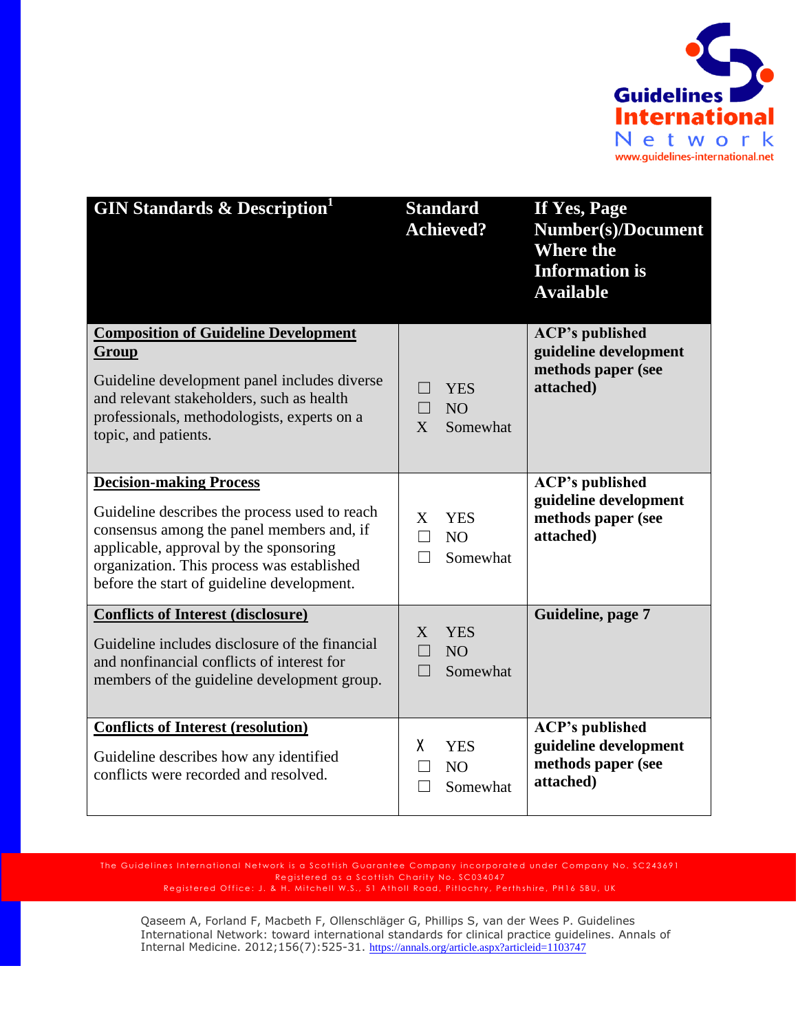| GIN Standards & Description[1] | Standard Achieved? | If Yes, Page Number(s)/Document Where the Information is Available |
|---|---|---|
| **Composition of Guideline Development Group**<br><br>Guideline development panel includes diverse and relevant stakeholders, such as health professionals, methodologists, experts on a topic, and patients. | ☐ YES<br>☐ NO<br>X Somewhat | **ACP's published guideline development methods paper (see attached)** |
| **Decision-making Process**<br><br>Guideline describes the process used to reach consensus among the panel members and, if applicable, approval by the sponsoring organization. This process was established before the start of guideline development. | X YES<br>☐ NO<br>☐ Somewhat | **ACP's published guideline development methods paper (see attached)** |
| **Conflicts of Interest (disclosure)**<br><br>Guideline includes disclosure of the financial and nonfinancial conflicts of interest for members of the guideline development group. | X YES<br>☐ NO<br>☐ Somewhat | **Guideline, page 7** |
| **Conflicts of Interest (resolution)**<br><br>Guideline describes how any identified conflicts were recorded and resolved. | X YES<br>☐ NO<br>☐ Somewhat | **ACP's published guideline development methods paper (see attached)** |

The Guidelines International Network is a Scottish Guarantee Company incorporated under Company No. SC243691
Registered as a Scottish Charity No. SC034047
Registered Office: J. & H. Mitchell W.S., 51 Atholl Road, Pitlochry, Perthshire, PH16 5BU, UK

Qaseem A, Forland F, Macbeth F, Ollenschläger G, Phillips S, van der Wees P. Guidelines International Network: toward international standards for clinical practice guidelines. Annals of Internal Medicine. 2012;156(7):525-31. https://annals.org/article.aspx?articleid=1103747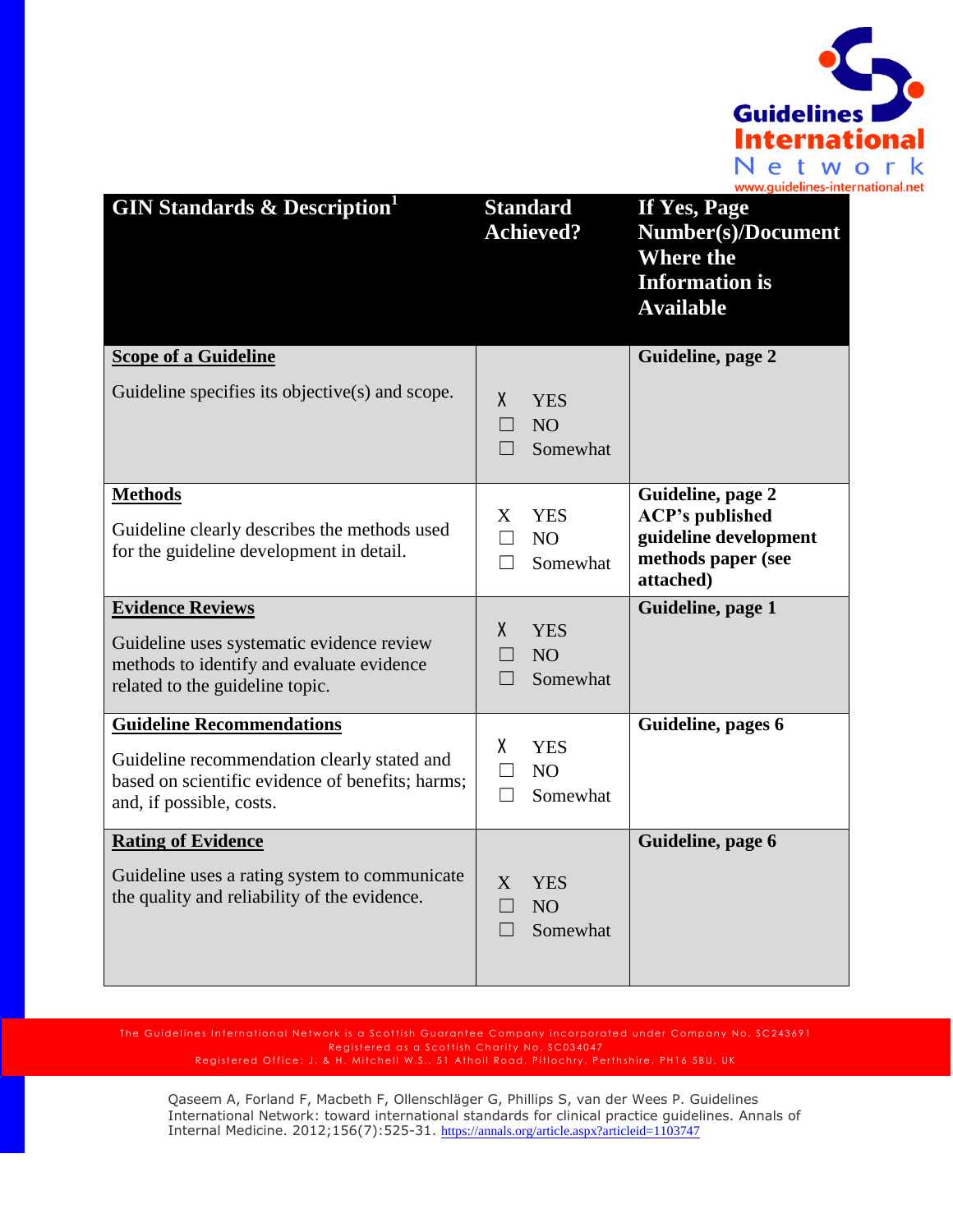| GIN Standards & Description[1] | Standard Achieved? | If Yes, Page Number(s)/Document Where the Information is Available |
|---|---|---|
| **Scope of a Guideline**<br><br>Guideline specifies its objective(s) and scope. | X YES<br>☐ NO<br>☐ Somewhat | **Guideline, page 2** |
| **Methods**<br><br>Guideline clearly describes the methods used for the guideline development in detail. | X YES<br>☐ NO<br>☐ Somewhat | **Guideline, page 2**<br>**ACP's published guideline development methods paper (see attached)** |
| **Evidence Reviews**<br><br>Guideline uses systematic evidence review methods to identify and evaluate evidence related to the guideline topic. | X YES<br>☐ NO<br>☐ Somewhat | **Guideline, page 1** |
| **Guideline Recommendations**<br><br>Guideline recommendation clearly stated and based on scientific evidence of benefits; harms; and, if possible, costs. | X YES<br>☐ NO<br>☐ Somewhat | **Guideline, pages 6** |
| **Rating of Evidence**<br><br>Guideline uses a rating system to communicate the quality and reliability of the evidence. | X YES<br>☐ NO<br>☐ Somewhat | **Guideline, page 6** |

The Guidelines International Network is a Scottish Guarantee Company incorporated under Company No. SC243691
Registered as a Scottish Charity No. SC034047
Registered Office: J. & H. Mitchell W.S., 51 Atholl Road, Pitlochry, Perthshire, PH16 5BU, UK

Qaseem A, Forland F, Macbeth F, Ollenschläger G, Phillips S, van der Wees P. Guidelines International Network: toward international standards for clinical practice guidelines. Annals of Internal Medicine. 2012;156(7):525-31. https://annals.org/article.aspx?articleid=1103747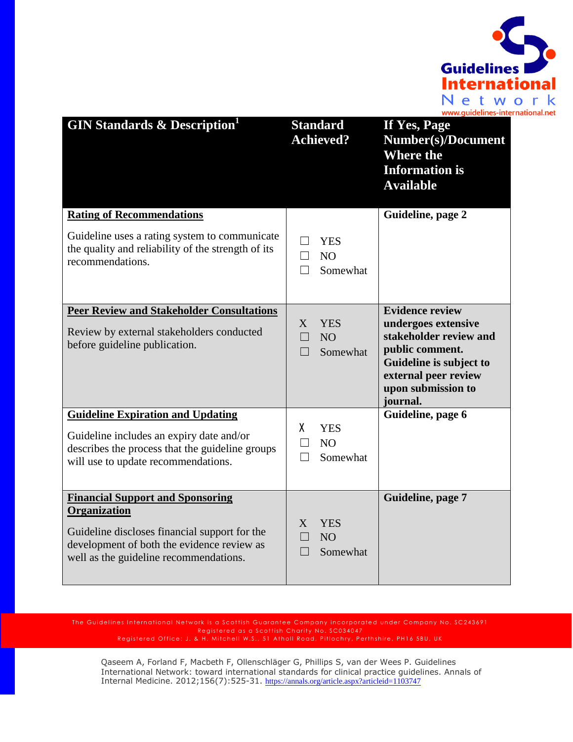| GIN Standards & Description[1] | Standard Achieved? | If Yes, Page Number(s)/Document Where the Information is Available |
|---|---|---|
| **Rating of Recommendations**<br><br>Guideline uses a rating system to communicate the quality and reliability of the strength of its recommendations. | ☐ YES<br>☐ NO<br>☐ Somewhat | **Guideline, page 2** |
| **Peer Review and Stakeholder Consultations**<br><br>Review by external stakeholders conducted before guideline publication. | X YES<br>☐ NO<br>☐ Somewhat | **Evidence review undergoes extensive stakeholder review and public comment. Guideline is subject to external peer review upon submission to journal.** |
| **Guideline Expiration and Updating**<br><br>Guideline includes an expiry date and/or describes the process that the guideline groups will use to update recommendations. | X YES<br>☐ NO<br>☐ Somewhat | **Guideline, page 6** |
| **Financial Support and Sponsoring Organization**<br><br>Guideline discloses financial support for the development of both the evidence review as well as the guideline recommendations. | X YES<br>☐ NO<br>☐ Somewhat | **Guideline, page 7** |

The Guidelines International Network is a Scottish Guarantee Company incorporated under Company No. SC243691
Registered as a Scottish Charity No. SC034047
Registered Office: J. & H. Mitchell W.S., 51 Atholl Road, Pitlochry, Perthshire, PH16 5BU, UK

Qaseem A, Forland F, Macbeth F, Ollenschläger G, Phillips S, van der Wees P. Guidelines International Network: toward international standards for clinical practice guidelines. Annals of Internal Medicine. 2012;156(7):525-31. https://annals.org/article.aspx?articleid=1103747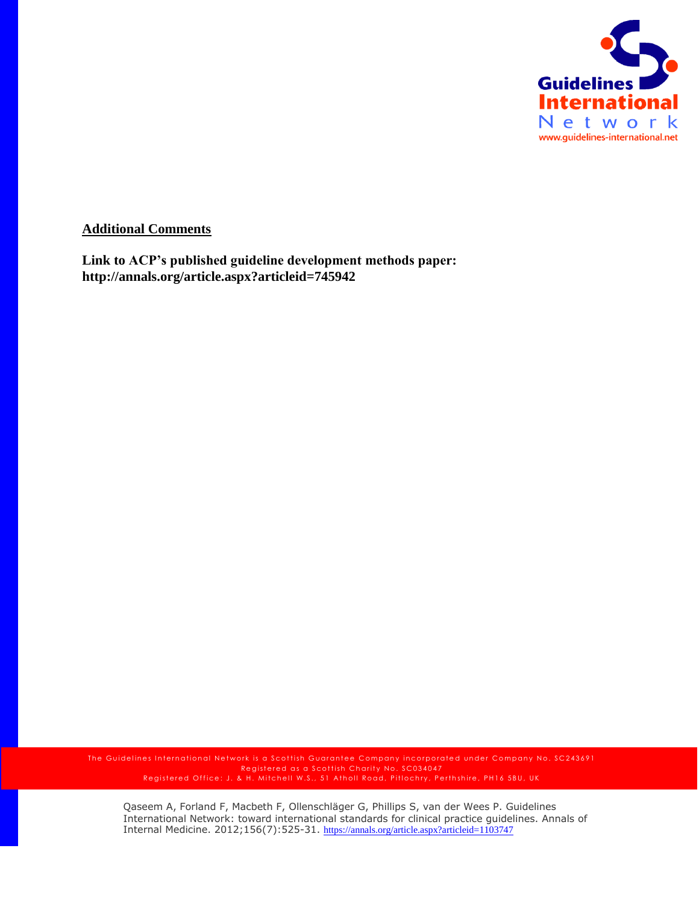## Additional Comments

**Link to ACP's published guideline development methods paper: http://annals.org/article.aspx?articleid=745942**